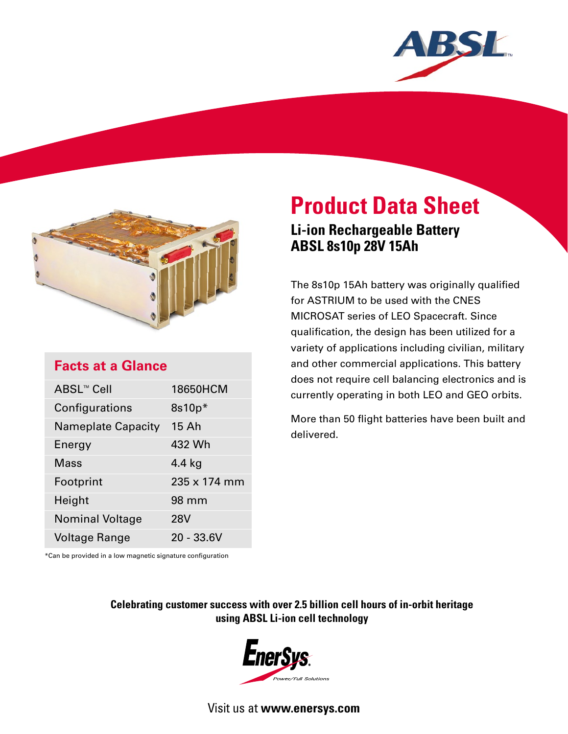# Product Data Sheet

## Li-ion Rechargeable Battery ABSL 8s10p 28V 15Ah

The 8s10p 15Ah battery was originally qualified for ASTRIUM to be used with the CNES MICROSAT series of LEO Spacecraft. Since qualification, the design has been utilized for a variety of applications including civilian, military and other commercial applications. This battery does not require cell balancing electronics and is currently operating in both LEO and GEO orbits.

More than 50 flight batteries have been built and delivered.

### Facts at a Glance

| | |
|---|---|
| ABSL™ Cell | 18650HCM |
| Configurations | 8s10p* |
| Nameplate Capacity | 15 Ah |
| Energy | 432 Wh |
| Mass | 4.4 kg |
| Footprint | 235 x 174 mm |
| Height | 98 mm |
| Nominal Voltage | 28V |
| Voltage Range | 20 - 33.6V |

*Can be provided in a low magnetic signature configuration

**Celebrating customer success with over 2.5 billion cell hours of in-orbit heritage using ABSL Li-ion cell technology**

EnerSys. Power/Full Solutions

Visit us at **www.enersys.com**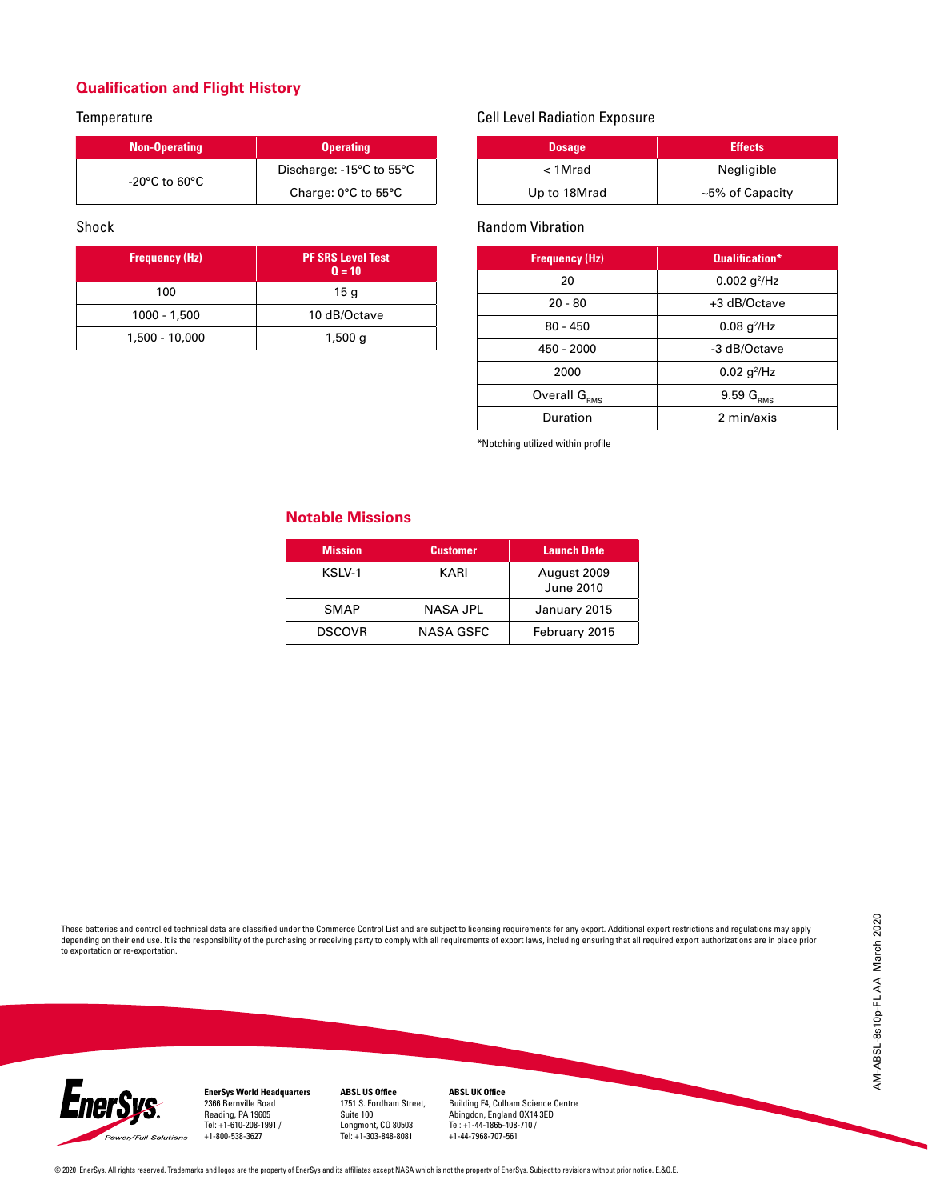## Qualification and Flight History

### Temperature

| Non-Operating | Operating |
|---|---|
| -20°C to 60°C | Discharge: -15°C to 55°C |
| | Charge: 0°C to 55°C |

### Shock

| Frequency (Hz) | PF SRS Level Test Q = 10 |
|---|---|
| 100 | 15 g |
| 1000 - 1,500 | 10 dB/Octave |
| 1,500 - 10,000 | 1,500 g |

### Cell Level Radiation Exposure

| Dosage | Effects |
|---|---|
| < 1Mrad | Negligible |
| Up to 18Mrad | ~5% of Capacity |

### Random Vibration

| Frequency (Hz) | Qualification* |
|---|---|
| 20 | 0.002 $g^2$/Hz |
| 20 - 80 | +3 dB/Octave |
| 80 - 450 | 0.08 $g^2$/Hz |
| 450 - 2000 | -3 dB/Octave |
| 2000 | 0.02 $g^2$/Hz |
| Overall $G_{RMS}$ | 9.59 $G_{RMS}$ |
| Duration | 2 min/axis |

*Notching utilized within profile

## Notable Missions

| Mission | Customer | Launch Date |
|---|---|---|
| KSLV-1 | KARI | August 2009 June 2010 |
| SMAP | NASA JPL | January 2015 |
| DSCOVR | NASA GSFC | February 2015 |

These batteries and controlled technical data are classified under the Commerce Control List and are subject to licensing requirements for any export. Additional export restrictions and regulations may apply depending on their end use. It is the responsibility of the purchasing or receiving party to comply with all requirements of export laws, including ensuring that all required export authorizations are in place prior to exportation or re-exportation.

AM-ABSL-8s10p-FL AA March 2020

EnerSys. Power/Full Solutions

**EnerSys World Headquarters**
2366 Bernville Road
Reading, PA 19605
Tel: +1-610-208-1991 /
+1-800-538-3627

**ABSL US Office**
1751 S. Fordham Street,
Suite 100
Longmont, CO 80503
Tel: +1-303-848-8081

**ABSL UK Office**
Building F4, Culham Science Centre
Abingdon, England OX14 3ED
Tel: +1-44-1865-408-710 /
+1-44-7968-707-561

© 2020 EnerSys. All rights reserved. Trademarks and logos are the property of EnerSys and its affiliates except NASA which is not the property of EnerSys. Subject to revisions without prior notice. E.&O.E.